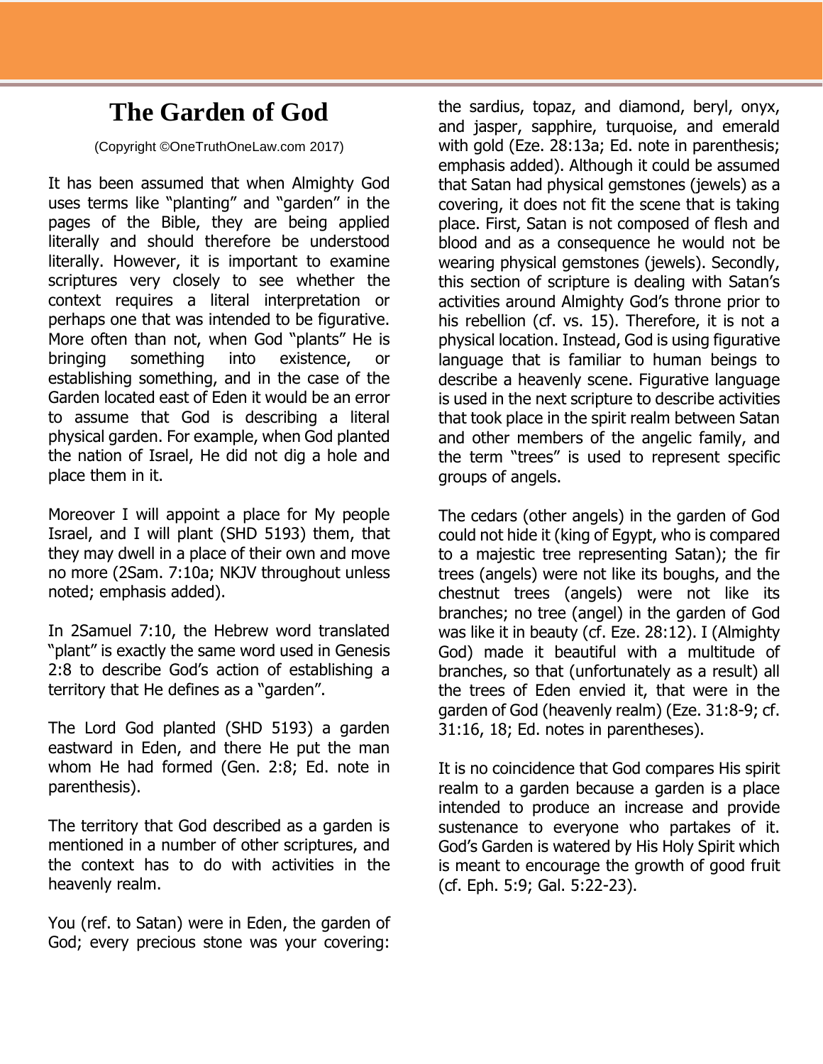# The Garden of God

(Copyright ©OneTruthOneLaw.com 2017)

It has been assumed that when Almighty God uses terms like "planting" and "garden" in the pages of the Bible, they are being applied literally and should therefore be understood literally. However, it is important to examine scriptures very closely to see whether the context requires a literal interpretation or perhaps one that was intended to be figurative. More often than not, when God "plants" He is bringing something into existence, or establishing something, and in the case of the Garden located east of Eden it would be an error to assume that God is describing a literal physical garden. For example, when God planted the nation of Israel, He did not dig a hole and place them in it.

Moreover I will appoint a place for My people Israel, and I will plant (SHD 5193) them, that they may dwell in a place of their own and move no more (2Sam. 7:10a; NKJV throughout unless noted; emphasis added).

In 2Samuel 7:10, the Hebrew word translated "plant" is exactly the same word used in Genesis 2:8 to describe God's action of establishing a territory that He defines as a "garden".

The Lord God planted (SHD 5193) a garden eastward in Eden, and there He put the man whom He had formed (Gen. 2:8; Ed. note in parenthesis).

The territory that God described as a garden is mentioned in a number of other scriptures, and the context has to do with activities in the heavenly realm.

You (ref. to Satan) were in Eden, the garden of God; every precious stone was your covering: the sardius, topaz, and diamond, beryl, onyx, and jasper, sapphire, turquoise, and emerald with gold (Eze. 28:13a; Ed. note in parenthesis; emphasis added). Although it could be assumed that Satan had physical gemstones (jewels) as a covering, it does not fit the scene that is taking place. First, Satan is not composed of flesh and blood and as a consequence he would not be wearing physical gemstones (jewels). Secondly, this section of scripture is dealing with Satan's activities around Almighty God's throne prior to his rebellion (cf. vs. 15). Therefore, it is not a physical location. Instead, God is using figurative language that is familiar to human beings to describe a heavenly scene. Figurative language is used in the next scripture to describe activities that took place in the spirit realm between Satan and other members of the angelic family, and the term "trees" is used to represent specific groups of angels.

The cedars (other angels) in the garden of God could not hide it (king of Egypt, who is compared to a majestic tree representing Satan); the fir trees (angels) were not like its boughs, and the chestnut trees (angels) were not like its branches; no tree (angel) in the garden of God was like it in beauty (cf. Eze. 28:12). I (Almighty God) made it beautiful with a multitude of branches, so that (unfortunately as a result) all the trees of Eden envied it, that were in the garden of God (heavenly realm) (Eze. 31:8-9; cf. 31:16, 18; Ed. notes in parentheses).

It is no coincidence that God compares His spirit realm to a garden because a garden is a place intended to produce an increase and provide sustenance to everyone who partakes of it. God's Garden is watered by His Holy Spirit which is meant to encourage the growth of good fruit (cf. Eph. 5:9; Gal. 5:22-23).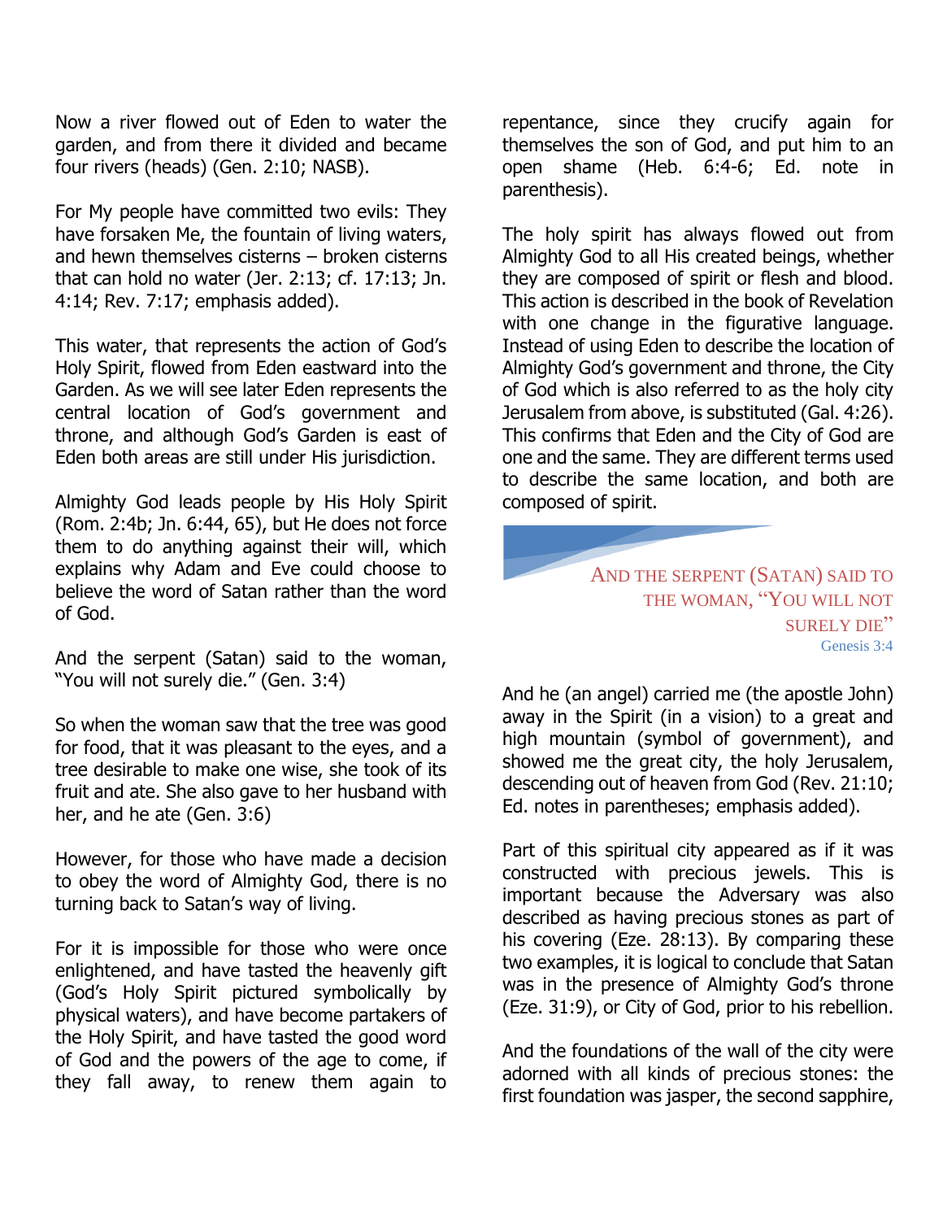Now a river flowed out of Eden to water the garden, and from there it divided and became four rivers (heads) (Gen. 2:10; NASB).

For My people have committed two evils: They have forsaken Me, the fountain of living waters, and hewn themselves cisterns – broken cisterns that can hold no water (Jer. 2:13; cf. 17:13; Jn. 4:14; Rev. 7:17; emphasis added).

This water, that represents the action of God's Holy Spirit, flowed from Eden eastward into the Garden. As we will see later Eden represents the central location of God's government and throne, and although God's Garden is east of Eden both areas are still under His jurisdiction.

Almighty God leads people by His Holy Spirit (Rom. 2:4b; Jn. 6:44, 65), but He does not force them to do anything against their will, which explains why Adam and Eve could choose to believe the word of Satan rather than the word of God.

And the serpent (Satan) said to the woman, "You will not surely die." (Gen. 3:4)

So when the woman saw that the tree was good for food, that it was pleasant to the eyes, and a tree desirable to make one wise, she took of its fruit and ate. She also gave to her husband with her, and he ate (Gen. 3:6)

However, for those who have made a decision to obey the word of Almighty God, there is no turning back to Satan's way of living.

For it is impossible for those who were once enlightened, and have tasted the heavenly gift (God's Holy Spirit pictured symbolically by physical waters), and have become partakers of the Holy Spirit, and have tasted the good word of God and the powers of the age to come, if they fall away, to renew them again to repentance, since they crucify again for themselves the son of God, and put him to an open shame (Heb. 6:4-6; Ed. note in parenthesis).

The holy spirit has always flowed out from Almighty God to all His created beings, whether they are composed of spirit or flesh and blood. This action is described in the book of Revelation with one change in the figurative language. Instead of using Eden to describe the location of Almighty God's government and throne, the City of God which is also referred to as the holy city Jerusalem from above, is substituted (Gal. 4:26). This confirms that Eden and the City of God are one and the same. They are different terms used to describe the same location, and both are composed of spirit.

> AND THE SERPENT (SATAN) SAID TO THE WOMAN, "YOU WILL NOT SURELY DIE"
> Genesis 3:4

And he (an angel) carried me (the apostle John) away in the Spirit (in a vision) to a great and high mountain (symbol of government), and showed me the great city, the holy Jerusalem, descending out of heaven from God (Rev. 21:10; Ed. notes in parentheses; emphasis added).

Part of this spiritual city appeared as if it was constructed with precious jewels. This is important because the Adversary was also described as having precious stones as part of his covering (Eze. 28:13). By comparing these two examples, it is logical to conclude that Satan was in the presence of Almighty God's throne (Eze. 31:9), or City of God, prior to his rebellion.

And the foundations of the wall of the city were adorned with all kinds of precious stones: the first foundation was jasper, the second sapphire,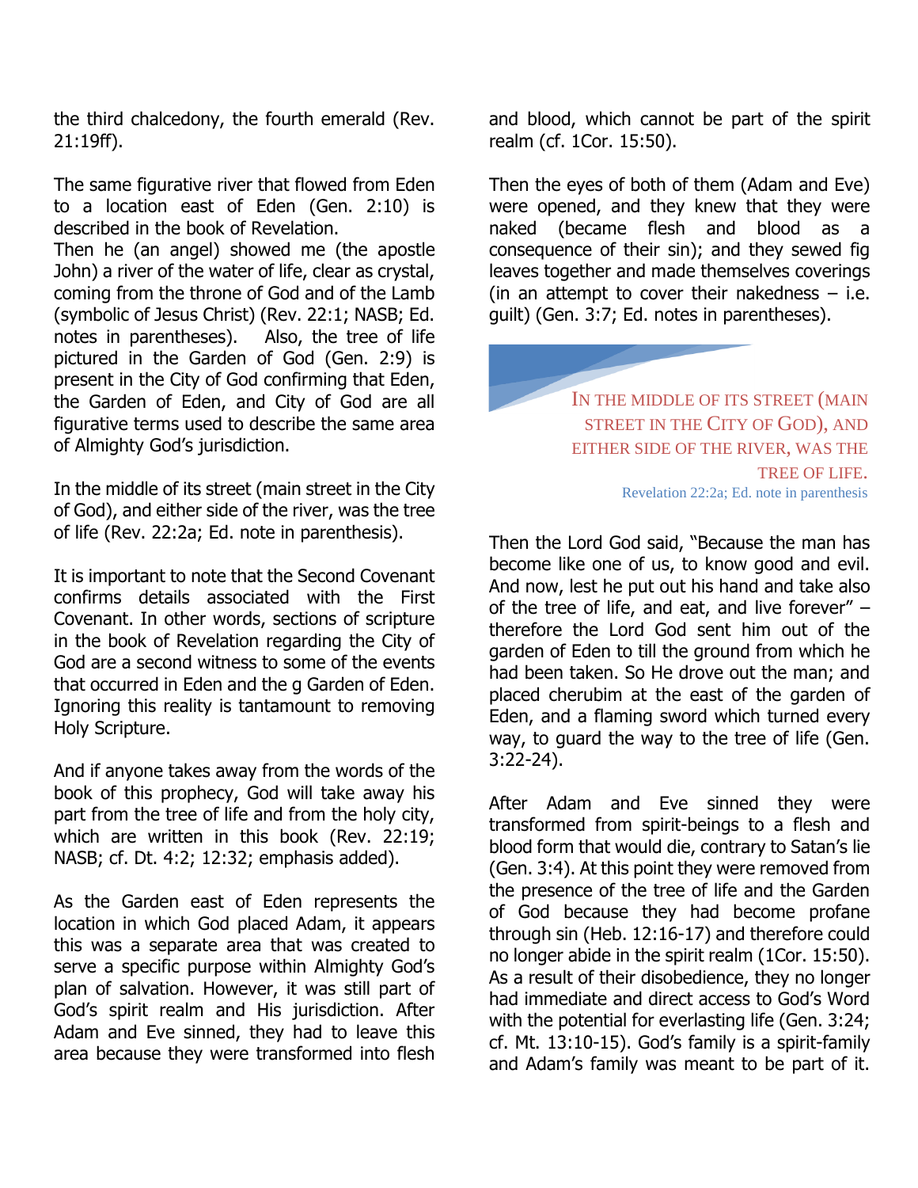the third chalcedony, the fourth emerald (Rev. 21:19ff).

The same figurative river that flowed from Eden to a location east of Eden (Gen. 2:10) is described in the book of Revelation.

Then he (an angel) showed me (the apostle John) a river of the water of life, clear as crystal, coming from the throne of God and of the Lamb (symbolic of Jesus Christ) (Rev. 22:1; NASB; Ed. notes in parentheses). Also, the tree of life pictured in the Garden of God (Gen. 2:9) is present in the City of God confirming that Eden, the Garden of Eden, and City of God are all figurative terms used to describe the same area of Almighty God's jurisdiction.

In the middle of its street (main street in the City of God), and either side of the river, was the tree of life (Rev. 22:2a; Ed. note in parenthesis).

It is important to note that the Second Covenant confirms details associated with the First Covenant. In other words, sections of scripture in the book of Revelation regarding the City of God are a second witness to some of the events that occurred in Eden and the g Garden of Eden. Ignoring this reality is tantamount to removing Holy Scripture.

And if anyone takes away from the words of the book of this prophecy, God will take away his part from the tree of life and from the holy city, which are written in this book (Rev. 22:19; NASB; cf. Dt. 4:2; 12:32; emphasis added).

As the Garden east of Eden represents the location in which God placed Adam, it appears this was a separate area that was created to serve a specific purpose within Almighty God's plan of salvation. However, it was still part of God's spirit realm and His jurisdiction. After Adam and Eve sinned, they had to leave this area because they were transformed into flesh and blood, which cannot be part of the spirit realm (cf. 1Cor. 15:50).

Then the eyes of both of them (Adam and Eve) were opened, and they knew that they were naked (became flesh and blood as a consequence of their sin); and they sewed fig leaves together and made themselves coverings (in an attempt to cover their nakedness – i.e. guilt) (Gen. 3:7; Ed. notes in parentheses).

> IN THE MIDDLE OF ITS STREET (MAIN STREET IN THE CITY OF GOD), AND EITHER SIDE OF THE RIVER, WAS THE TREE OF LIFE.
>
> Revelation 22:2a; Ed. note in parenthesis

Then the Lord God said, "Because the man has become like one of us, to know good and evil. And now, lest he put out his hand and take also of the tree of life, and eat, and live forever" – therefore the Lord God sent him out of the garden of Eden to till the ground from which he had been taken. So He drove out the man; and placed cherubim at the east of the garden of Eden, and a flaming sword which turned every way, to guard the way to the tree of life (Gen. 3:22-24).

After Adam and Eve sinned they were transformed from spirit-beings to a flesh and blood form that would die, contrary to Satan's lie (Gen. 3:4). At this point they were removed from the presence of the tree of life and the Garden of God because they had become profane through sin (Heb. 12:16-17) and therefore could no longer abide in the spirit realm (1Cor. 15:50). As a result of their disobedience, they no longer had immediate and direct access to God's Word with the potential for everlasting life (Gen. 3:24; cf. Mt. 13:10-15). God's family is a spirit-family and Adam's family was meant to be part of it.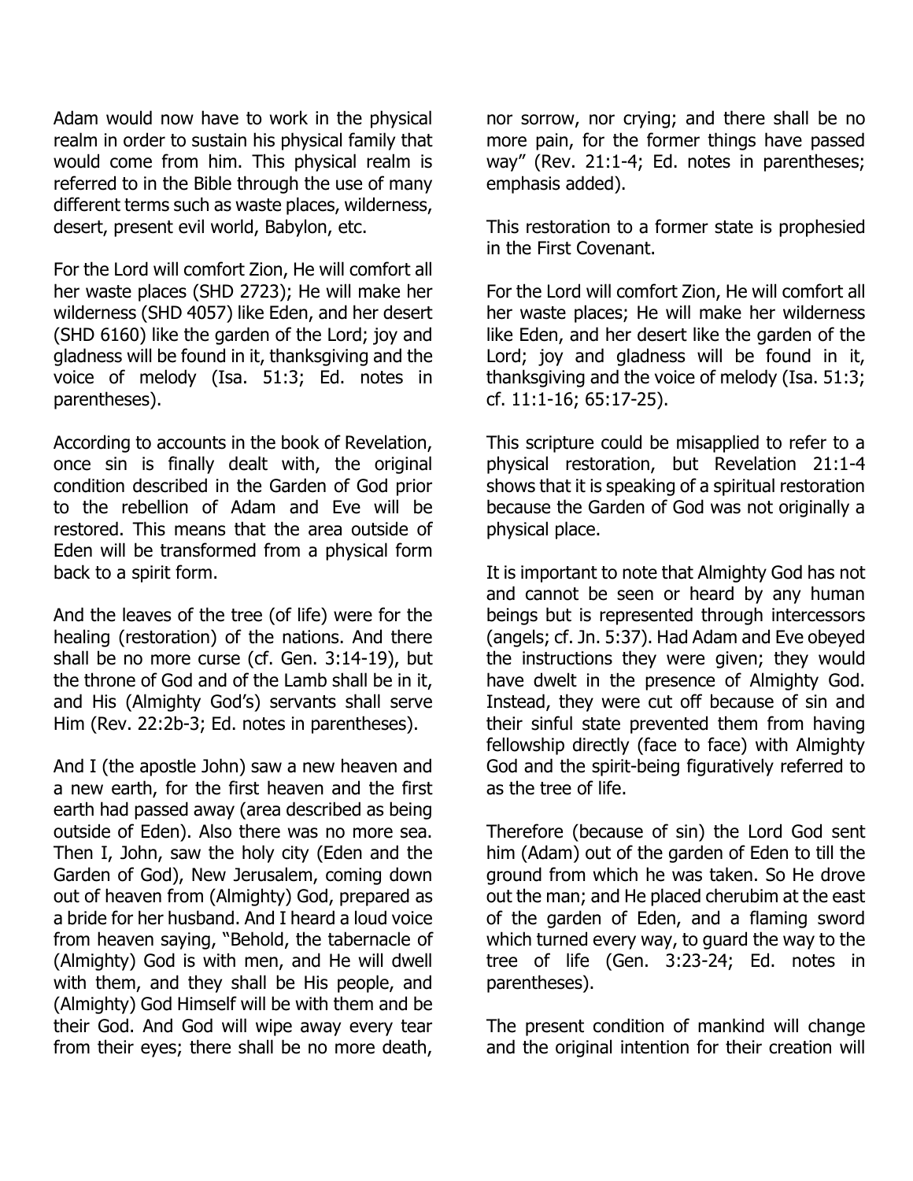Adam would now have to work in the physical realm in order to sustain his physical family that would come from him. This physical realm is referred to in the Bible through the use of many different terms such as waste places, wilderness, desert, present evil world, Babylon, etc.

For the Lord will comfort Zion, He will comfort all her waste places (SHD 2723); He will make her wilderness (SHD 4057) like Eden, and her desert (SHD 6160) like the garden of the Lord; joy and gladness will be found in it, thanksgiving and the voice of melody (Isa. 51:3; Ed. notes in parentheses).

According to accounts in the book of Revelation, once sin is finally dealt with, the original condition described in the Garden of God prior to the rebellion of Adam and Eve will be restored. This means that the area outside of Eden will be transformed from a physical form back to a spirit form.

And the leaves of the tree (of life) were for the healing (restoration) of the nations. And there shall be no more curse (cf. Gen. 3:14-19), but the throne of God and of the Lamb shall be in it, and His (Almighty God's) servants shall serve Him (Rev. 22:2b-3; Ed. notes in parentheses).

And I (the apostle John) saw a new heaven and a new earth, for the first heaven and the first earth had passed away (area described as being outside of Eden). Also there was no more sea. Then I, John, saw the holy city (Eden and the Garden of God), New Jerusalem, coming down out of heaven from (Almighty) God, prepared as a bride for her husband. And I heard a loud voice from heaven saying, "Behold, the tabernacle of (Almighty) God is with men, and He will dwell with them, and they shall be His people, and (Almighty) God Himself will be with them and be their God. And God will wipe away every tear from their eyes; there shall be no more death, nor sorrow, nor crying; and there shall be no more pain, for the former things have passed way" (Rev. 21:1-4; Ed. notes in parentheses; emphasis added).

This restoration to a former state is prophesied in the First Covenant.

For the Lord will comfort Zion, He will comfort all her waste places; He will make her wilderness like Eden, and her desert like the garden of the Lord; joy and gladness will be found in it, thanksgiving and the voice of melody (Isa. 51:3; cf. 11:1-16; 65:17-25).

This scripture could be misapplied to refer to a physical restoration, but Revelation 21:1-4 shows that it is speaking of a spiritual restoration because the Garden of God was not originally a physical place.

It is important to note that Almighty God has not and cannot be seen or heard by any human beings but is represented through intercessors (angels; cf. Jn. 5:37). Had Adam and Eve obeyed the instructions they were given; they would have dwelt in the presence of Almighty God. Instead, they were cut off because of sin and their sinful state prevented them from having fellowship directly (face to face) with Almighty God and the spirit-being figuratively referred to as the tree of life.

Therefore (because of sin) the Lord God sent him (Adam) out of the garden of Eden to till the ground from which he was taken. So He drove out the man; and He placed cherubim at the east of the garden of Eden, and a flaming sword which turned every way, to guard the way to the tree of life (Gen. 3:23-24; Ed. notes in parentheses).

The present condition of mankind will change and the original intention for their creation will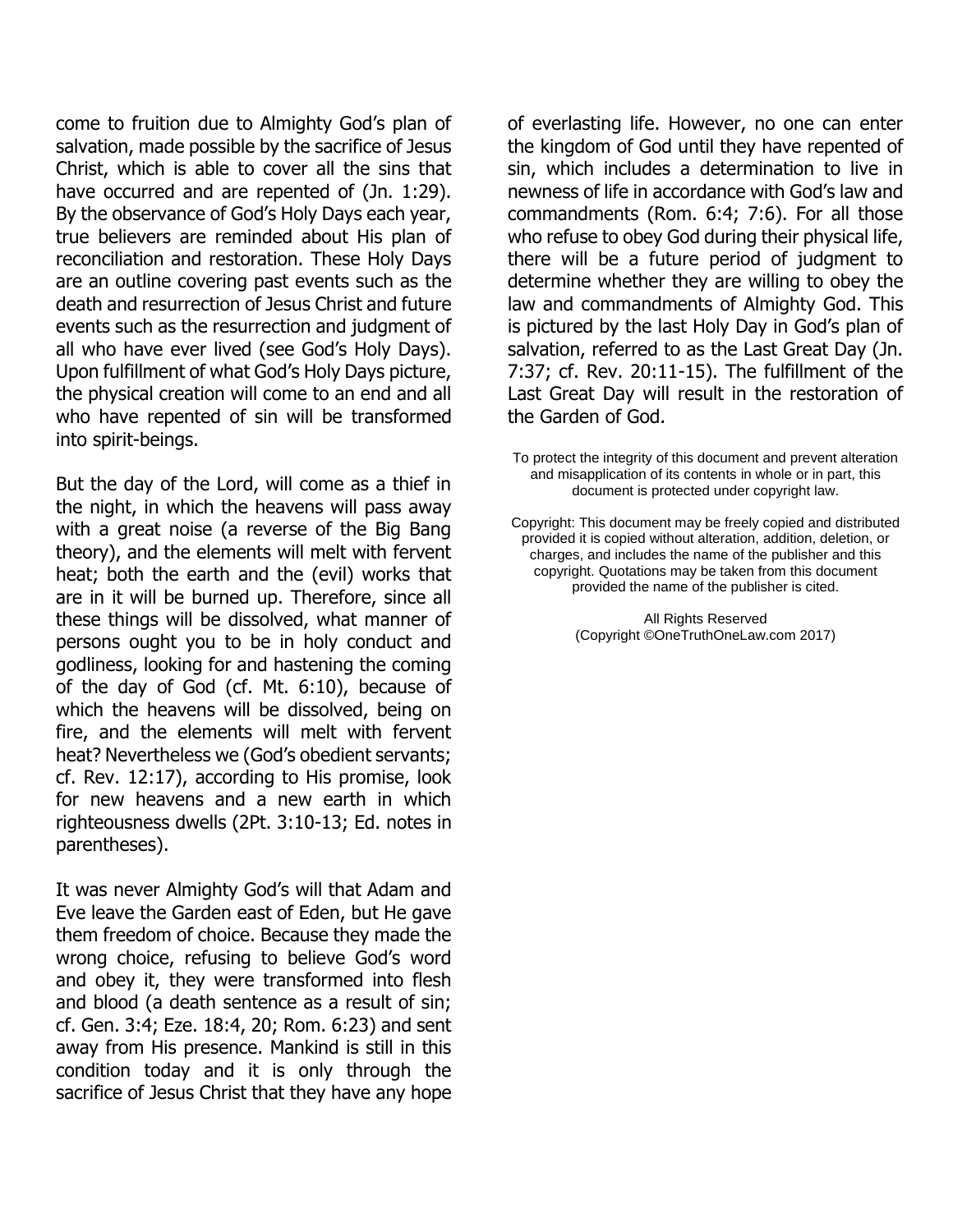come to fruition due to Almighty God's plan of salvation, made possible by the sacrifice of Jesus Christ, which is able to cover all the sins that have occurred and are repented of (Jn. 1:29). By the observance of God's Holy Days each year, true believers are reminded about His plan of reconciliation and restoration. These Holy Days are an outline covering past events such as the death and resurrection of Jesus Christ and future events such as the resurrection and judgment of all who have ever lived (see God's Holy Days). Upon fulfillment of what God's Holy Days picture, the physical creation will come to an end and all who have repented of sin will be transformed into spirit-beings.

But the day of the Lord, will come as a thief in the night, in which the heavens will pass away with a great noise (a reverse of the Big Bang theory), and the elements will melt with fervent heat; both the earth and the (evil) works that are in it will be burned up. Therefore, since all these things will be dissolved, what manner of persons ought you to be in holy conduct and godliness, looking for and hastening the coming of the day of God (cf. Mt. 6:10), because of which the heavens will be dissolved, being on fire, and the elements will melt with fervent heat? Nevertheless we (God's obedient servants; cf. Rev. 12:17), according to His promise, look for new heavens and a new earth in which righteousness dwells (2Pt. 3:10-13; Ed. notes in parentheses).

It was never Almighty God's will that Adam and Eve leave the Garden east of Eden, but He gave them freedom of choice. Because they made the wrong choice, refusing to believe God's word and obey it, they were transformed into flesh and blood (a death sentence as a result of sin; cf. Gen. 3:4; Eze. 18:4, 20; Rom. 6:23) and sent away from His presence. Mankind is still in this condition today and it is only through the sacrifice of Jesus Christ that they have any hope of everlasting life. However, no one can enter the kingdom of God until they have repented of sin, which includes a determination to live in newness of life in accordance with God's law and commandments (Rom. 6:4; 7:6). For all those who refuse to obey God during their physical life, there will be a future period of judgment to determine whether they are willing to obey the law and commandments of Almighty God. This is pictured by the last Holy Day in God's plan of salvation, referred to as the Last Great Day (Jn. 7:37; cf. Rev. 20:11-15). The fulfillment of the Last Great Day will result in the restoration of the Garden of God.

To protect the integrity of this document and prevent alteration and misapplication of its contents in whole or in part, this document is protected under copyright law.

Copyright: This document may be freely copied and distributed provided it is copied without alteration, addition, deletion, or charges, and includes the name of the publisher and this copyright. Quotations may be taken from this document provided the name of the publisher is cited.

All Rights Reserved
(Copyright ©OneTruthOneLaw.com 2017)